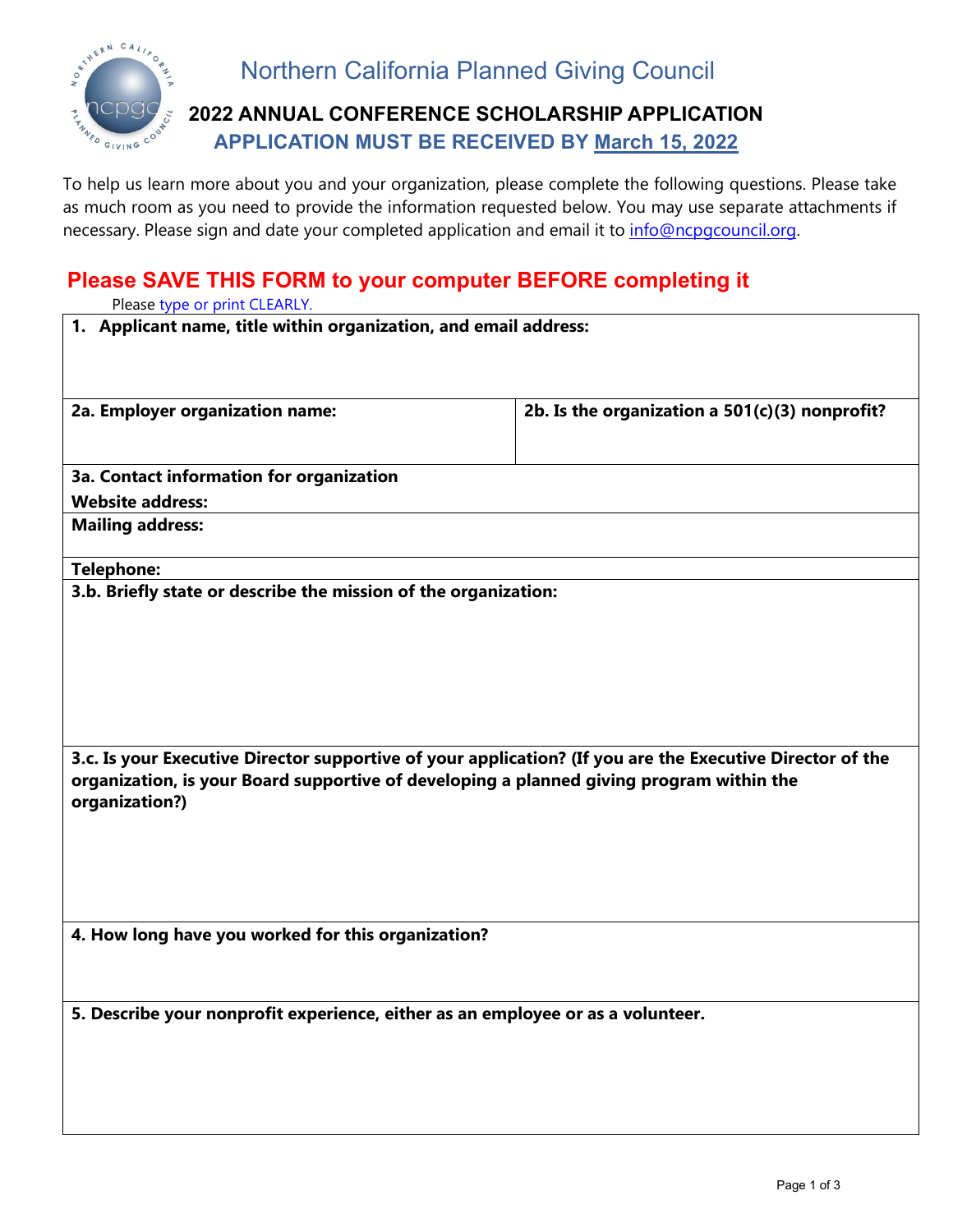# Northern California Planned Giving Council

## 2022 ANNUAL CONFERENCE SCHOLARSHIP APPLICATION

### APPLICATION MUST BE RECEIVED BY March 15, 2022

To help us learn more about you and your organization, please complete the following questions. Please take as much room as you need to provide the information requested below. You may use separate attachments if necessary. Please sign and date your completed application and email it to info@ncpgcouncil.org.

## Please SAVE THIS FORM to your computer BEFORE completing it

Please type or print CLEARLY.

| **1. Applicant name, title within organization, and email address:** | |
|---|---|
| **2a. Employer organization name:** | **2b. Is the organization a 501(c)(3) nonprofit?** |
| **3a. Contact information for organization**<br>**Website address:** | |
| **Mailing address:** | |
| **Telephone:** | |
| **3.b. Briefly state or describe the mission of the organization:** | |
| **3.c. Is your Executive Director supportive of your application? (If you are the Executive Director of the organization, is your Board supportive of developing a planned giving program within the organization?)** | |
| **4. How long have you worked for this organization?** | |
| **5. Describe your nonprofit experience, either as an employee or as a volunteer.** | |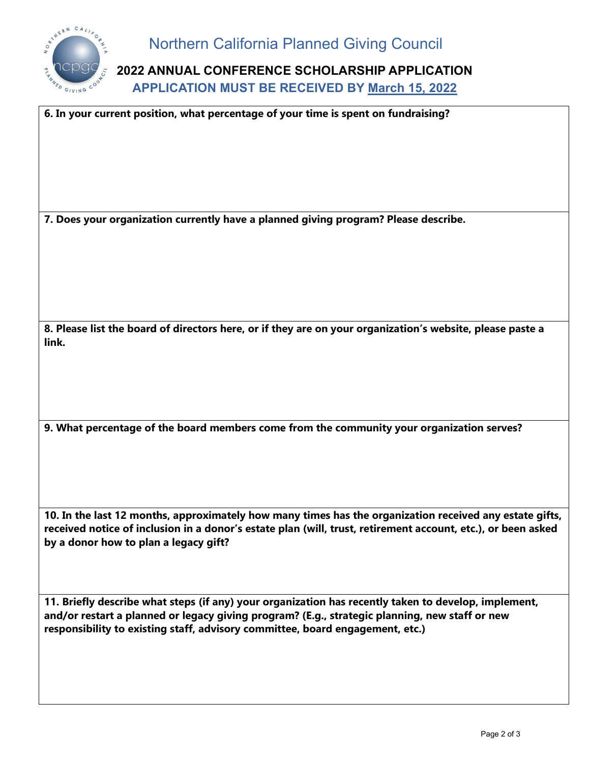# Northern California Planned Giving Council

## 2022 ANNUAL CONFERENCE SCHOLARSHIP APPLICATION

**APPLICATION MUST BE RECEIVED BY March 15, 2022**

**6. In your current position, what percentage of your time is spent on fundraising?**

**7. Does your organization currently have a planned giving program? Please describe.**

**8. Please list the board of directors here, or if they are on your organization's website, please paste a link.**

**9. What percentage of the board members come from the community your organization serves?**

**10. In the last 12 months, approximately how many times has the organization received any estate gifts, received notice of inclusion in a donor's estate plan (will, trust, retirement account, etc.), or been asked by a donor how to plan a legacy gift?**

**11. Briefly describe what steps (if any) your organization has recently taken to develop, implement, and/or restart a planned or legacy giving program? (E.g., strategic planning, new staff or new responsibility to existing staff, advisory committee, board engagement, etc.)**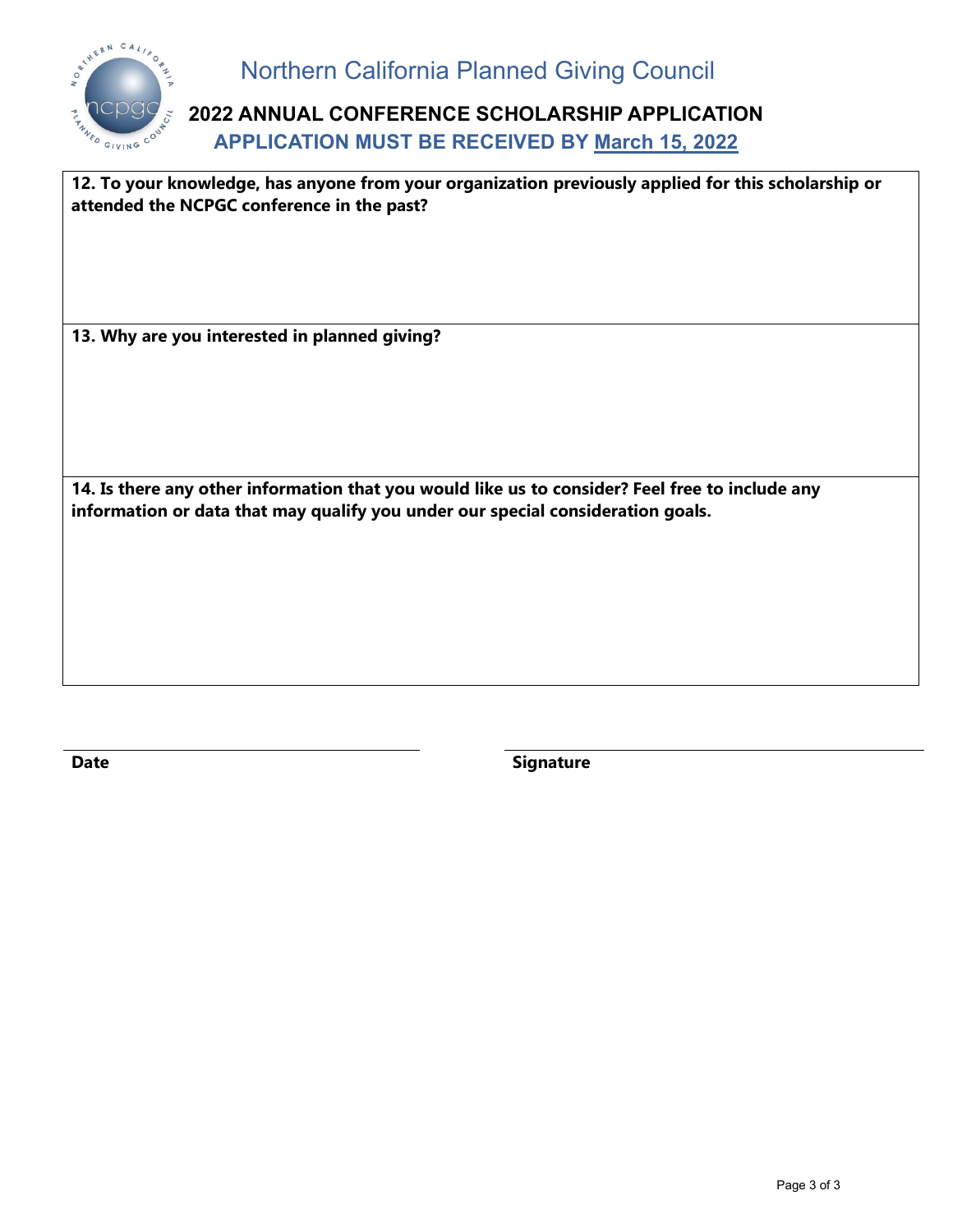Northern California Planned Giving Council

# 2022 ANNUAL CONFERENCE SCHOLARSHIP APPLICATION

## APPLICATION MUST BE RECEIVED BY March 15, 2022

**12. To your knowledge, has anyone from your organization previously applied for this scholarship or attended the NCPGC conference in the past?**

**13. Why are you interested in planned giving?**

**14. Is there any other information that you would like us to consider? Feel free to include any information or data that may qualify you under our special consideration goals.**

**Date** **Signature**